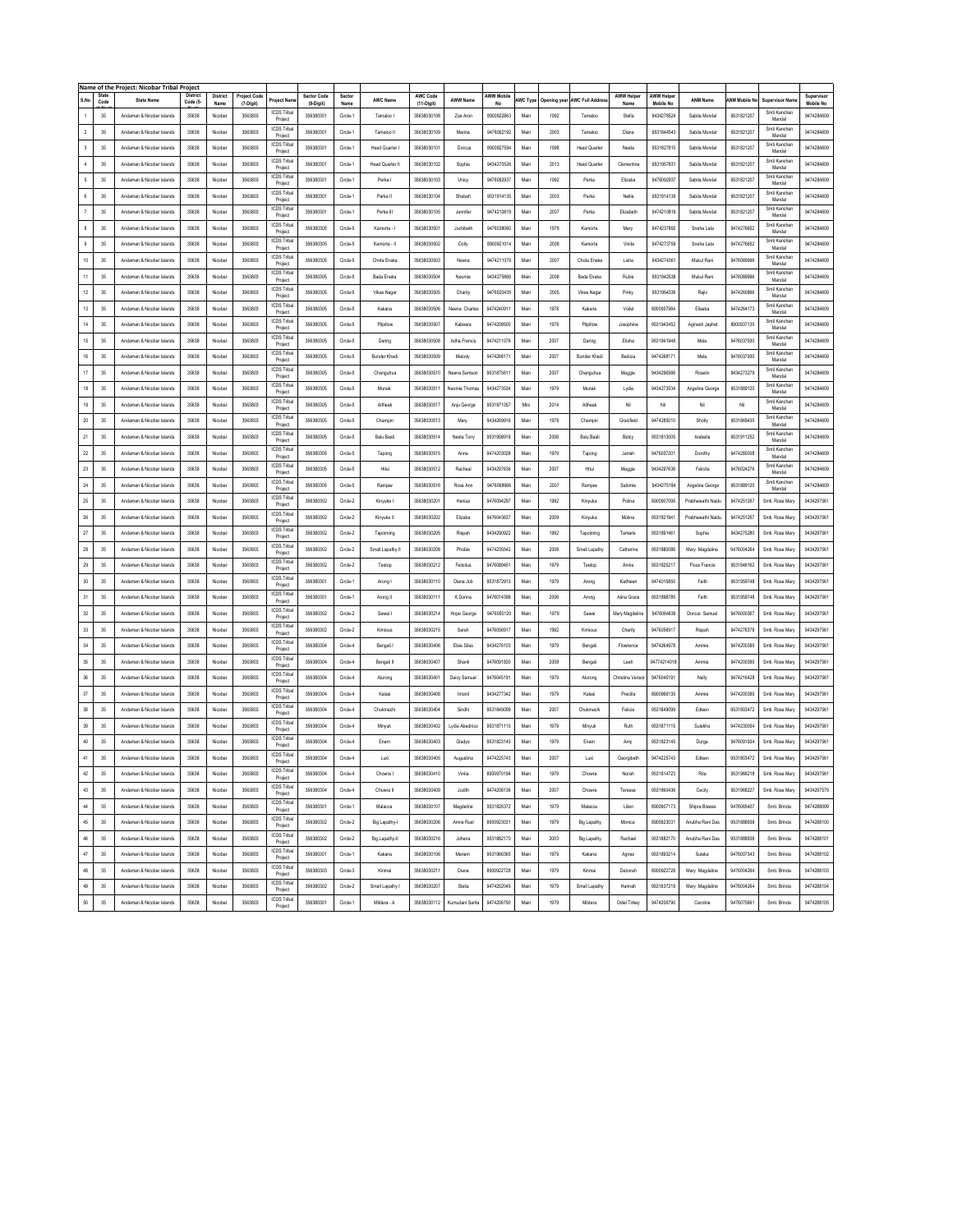# Name of the Project: Nicobar Tribal Project

| S.No | State Code | State Name | District Code | District Name | Project Code (7-Digit) | Project Name | Sector Code (9-Digit) | Sector Name | AWC Name | AWC Code (11-Digit) | AWW Name | AWW Mobile No | AWC Type | Opening year | AWC Full Address | AWW Helper Name | AWW Helper Mobile No | ANM Name | ANM Mobile No | Supervisor Name | Supervisor Mobile No |
|---|---|---|---|---|---|---|---|---|---|---|---|---|---|---|---|---|---|---|---|---|---|
| 1 | 35 | Andaman & Nicobar Islands | 35638 | Nicobar | 3563803 | ICDS Tribal Project | 356380301 | Circle-1 | Tamaloo I | 35638030108 | Zoe Ann | 8900923863 | Main | 1992 | Tamaloo | Stella | 9434278524 | Sabita Mondal | 9531821207 | Smti Kanchan Mandal | 9474284609 |
| 2 | 35 | Andaman & Nicobar Islands | 35638 | Nicobar | 3563803 | ICDS Tribal Project | 356380301 | Circle-1 | Tamaloo II | 35638030109 | Marina | 9476092192 | Main | 2003 | Tamaloo | Diana | 9531844543 | Sabita Mondal | 9531821207 | Smti Kanchan Mandal | 9474284609 |
| 3 | 35 | Andaman & Nicobar Islands | 35638 | Nicobar | 3563803 | ICDS Tribal Project | 356380301 | Circle-1 | Head Quarter I | 35638030101 | Dorcus | 8900927594 | Main | 1998 | Head Quarter | Neeta | 9531827810 | Sabita Mondal | 9531821207 | Smti Kanchan Mandal | 9474284609 |
| 4 | 35 | Andaman & Nicobar Islands | 35638 | Nicobar | 3563803 | ICDS Tribal Project | 356380301 | Circle-1 | Head Quarter II | 35638030102 | Sophia | 9434270526 | Main | 2013 | Head Quarter | Clementine | 9531957831 | Sabita Mondal | 9531821207 | Smti Kanchan Mandal | 9474284609 |
| 5 | 35 | Andaman & Nicobar Islands | 35638 | Nicobar | 3563803 | ICDS Tribal Project | 356380301 | Circle-1 | Perka I | 35638030103 | Unicy | 9476092937 | Main | 1992 | Perka | Elizaba | 9476092937 | Sabita Mondal | 9531821207 | Smti Kanchan Mandal | 9474284609 |
| 6 | 35 | Andaman & Nicobar Islands | 35638 | Nicobar | 3563803 | ICDS Tribal Project | 356380301 | Circle-1 | Perka II | 35638030104 | Shebah | 9531914135 | Main | 2003 | Perka | Nellie | 9531914135 | Sabita Mondal | 9531821207 | Smti Kanchan Mandal | 9474284609 |
| 7 | 35 | Andaman & Nicobar Islands | 35638 | Nicobar | 3563803 | ICDS Tribal Project | 356380301 | Circle-1 | Perka III | 35638030105 | Jennifer | 9474210819 | Main | 2007 | Perka | Elizabeth | 9474210819 | Sabita Mondal | 9531821207 | Smti Kanchan Mandal | 9474284609 |
| 8 | 35 | Andaman & Nicobar Islands | 35638 | Nicobar | 3563803 | ICDS Tribal Project | 356380305 | Circle-5 | Kamorta - I | 35638030501 | Jochibeth | 9476038060 | Main | 1978 | Kamorta | Mary | 9474237892 | Sneha Lata | 9474276652 | Smti Kanchan Mandal | 9474284609 |
| 9 | 35 | Andaman & Nicobar Islands | 35638 | Nicobar | 3563803 | ICDS Tribal Project | 356380305 | Circle-5 | Kamorta - II | 35638030502 | Dolly | 8900921014 | Main | 2008 | Kamorta | Vinita | 9474273759 | Sneha Lata | 9474276652 | Smti Kanchan Mandal | 9474284609 |
| 10 | 35 | Andaman & Nicobar Islands | 35638 | Nicobar | 3563803 | ICDS Tribal Project | 356380305 | Circle-5 | Chota Enaka | 35638030503 | Neena | 9474211379 | Main | 2007 | Chota Enaka | Lisha | 9434274361 | Mukul Rani | 9476089696 | Smti Kanchan Mandal | 9474284609 |
| 11 | 35 | Andaman & Nicobar Islands | 35638 | Nicobar | 3563803 | ICDS Tribal Project | 356380305 | Circle-5 | Bada Enaka | 35638030504 | Neomie | 9434275866 | Main | 2008 | Bada Enaka | Rubia | 9531942538 | Mukul Rani | 9476089696 | Smti Kanchan Mandal | 9474284609 |
| 12 | 35 | Andaman & Nicobar Islands | 35638 | Nicobar | 3563803 | ICDS Tribal Project | 356380305 | Circle-5 | Vikas Nagar | 35638030505 | Charity | 9476020435 | Main | 2005 | Vikas Nagar | Pinky | 9531954336 | Rajiv | 9474260866 | Smti Kanchan Mandal | 9474284609 |
| 13 | 35 | Andaman & Nicobar Islands | 35638 | Nicobar | 3563803 | ICDS Tribal Project | 356380305 | Circle-5 | Kakana | 35638030506 | Neena Charles | 9474240911 | Main | 1978 | Kakana | Violet | 8900937984 | Eliseba | 9474264173 | Smti Kanchan Mandal | 9474284609 |
| 14 | 35 | Andaman & Nicobar Islands | 35638 | Nicobar | 3563803 | ICDS Tribal Project | 356380305 | Circle-5 | Pilpillow | 35638030507 | Kabeera | 9474208500 | Main | 1978 | Pilpillow | Josephine | 9531942452 | Agnesh Japhet | 8900937135 | Smti Kanchan Mandal | 9474284609 |
| 15 | 35 | Andaman & Nicobar Islands | 35638 | Nicobar | 3563803 | ICDS Tribal Project | 356380305 | Circle-5 | Daring | 35638030508 | Adha Francis | 9474211076 | Main | 2007 | Daring | Elisha | 9531941948 | Mela | 9476037930 | Smti Kanchan Mandal | 9474284609 |
| 16 | 35 | Andaman & Nicobar Islands | 35638 | Nicobar | 3563803 | ICDS Tribal Project | 356380305 | Circle-5 | Bunder Khadi | 35638030509 | Melody | 9474268171 | Main | 2007 | Bunder Khadi | Bedicia | 9474268171 | Mela | 9476037930 | Smti Kanchan Mandal | 9474284609 |
| 17 | 35 | Andaman & Nicobar Islands | 35638 | Nicobar | 3563803 | ICDS Tribal Project | 356380305 | Circle-5 | Changuhua | 35638030510 | Neena Samson | 9531875611 | Main | 2007 | Changuhua | Maggie | 9434298586 | Roselin | 9434273279 | Smti Kanchan Mandal | 9474284609 |
| 18 | 35 | Andaman & Nicobar Islands | 35638 | Nicobar | 3563803 | ICDS Tribal Project | 356380305 | Circle-5 | Munak | 35638030511 | Neomie Thomas | 9434273534 | Main | 1979 | Munak | Lydia | 9434273534 | Angelina George | 9531889120 | Smti Kanchan Mandal | 9474284609 |
| 19 | 35 | Andaman & Nicobar Islands | 35638 | Nicobar | 3563803 | ICDS Tribal Project | 356380305 | Circle-5 | Altheak | 35638030517 | Anju George | 9531971057 | Mini | 2014 | Altheak | Nil | Nil | Nil | Nil | Smti Kanchan Mandal | 9474284609 |
| 20 | 35 | Andaman & Nicobar Islands | 35638 | Nicobar | 3563803 | ICDS Tribal Project | 356380305 | Circle-5 | Champin | 35638030513 | Mary | 9434269916 | Main | 1978 | Champin | Gracifield | 9474285010 | Sholly | 9531869435 | Smti Kanchan Mandal | 9474284609 |
| 21 | 35 | Andaman & Nicobar Islands | 35638 | Nicobar | 3563803 | ICDS Tribal Project | 356380305 | Circle-5 | Balu Basti | 35638030514 | Neeta Tony | 9531958918 | Main | 2006 | Balu Basti | Betsy | 9531813005 | Arabella | 9531911252 | Smti Kanchan Mandal | 9474284609 |
| 22 | 35 | Andaman & Nicobar Islands | 35638 | Nicobar | 3563803 | ICDS Tribal Project | 356380305 | Circle-5 | Tapong | 35638030515 | Anna | 9474203028 | Main | 1979 | Tapong | Janish | 9476037201 | Dorothy | 9474285008 | Smti Kanchan Mandal | 9474284609 |
| 23 | 35 | Andaman & Nicobar Islands | 35638 | Nicobar | 3563803 | ICDS Tribal Project | 356380305 | Circle-5 | Hitui | 35638030512 | Racheal | 9434297636 | Main | 2007 | Hitui | Maggie | 9434297636 | Felicita | 9476024276 | Smti Kanchan Mandal | 9474284609 |
| 24 | 35 | Andaman & Nicobar Islands | 35638 | Nicobar | 3563803 | ICDS Tribal Project | 356380305 | Circle-5 | Ramjaw | 35638030516 | Rose Ann | 9476068966 | Main | 2007 | Ramjaw | Salomie | 9434275184 | Angelina George | 9531889120 | Smti Kanchan Mandal | 9474284609 |
| 25 | 35 | Andaman & Nicobar Islands | 35638 | Nicobar | 3563803 | ICDS Tribal Project | 356380302 | Circle-2 | Kinyuka I | 35638030201 | Hamiza | 9476094297 | Main | 1992 | Kinyuka | Polina | 8900907095 | Prabhawathi Naidu | 9474251267 | Smti. Rose Mary | 9434297561 |
| 26 | 35 | Andaman & Nicobar Islands | 35638 | Nicobar | 3563803 | ICDS Tribal Project | 356380302 | Circle-2 | Kinyuka II | 35638030202 | Elizaba | 9476043637 | Main | 2009 | Kinyuka | Molina | 9531821941 | Prabhawathi Naidu | 9474251267 | Smti. Rose Mary | 9434297561 |
| 27 | 35 | Andaman & Nicobar Islands | 35638 | Nicobar | 3563803 | ICDS Tribal Project | 356380302 | Circle-2 | Tapoiming | 35638030205 | Rispah | 9434290922 | Main | 1992 | Tapoiming | Tamaris | 9531891461 | Sophia | 9434275280 | Smti. Rose Mary | 9434297561 |
| 28 | 35 | Andaman & Nicobar Islands | 35638 | Nicobar | 3563803 | ICDS Tribal Project | 356380302 | Circle-2 | Small Lapathy II | 35638030208 | Phobie | 9474235542 | Main | 2008 | Small Lapathy | Catherine | 9531880086 | Mary Magdaline | 9476004264 | Smti. Rose Mary | 9434297561 |
| 29 | 35 | Andaman & Nicobar Islands | 35638 | Nicobar | 3563803 | ICDS Tribal Project | 356380302 | Circle-2 | Teetop | 35638030212 | Felicitus | 9476089451 | Main | 1979 | Teetop | Annie | 9531825217 | Flose Francis | 9531846162 | Smti. Rose Mary | 9434297561 |
| 30 | 35 | Andaman & Nicobar Islands | 35638 | Nicobar | 3563803 | ICDS Tribal Project | 356380301 | Circle-1 | Arong I | 35638030110 | Diana Job | 9531872913 | Main | 1979 | Arong | Kathleen | 9474015850 | Faith | 9531959748 | Smti. Rose Mary | 9434297561 |
| 31 | 35 | Andaman & Nicobar Islands | 35638 | Nicobar | 3563803 | ICDS Tribal Project | 356380301 | Circle-1 | Arong II | 35638030111 | K.Dorina | 9476014398 | Main | 2006 | Arong | Alina Grace | 9531898785 | Faith | 9531959748 | Smti. Rose Mary | 9434297561 |
| 32 | 35 | Andaman & Nicobar Islands | 35638 | Nicobar | 3563803 | ICDS Tribal Project | 356380302 | Circle-2 | Sawai I | 35638030214 | Hope George | 9476050120 | Main | 1979 | Sawai | Mary Magdeline | 9476064639 | Dorcus Samuel | 9476000367 | Smti. Rose Mary | 9434297561 |
| 33 | 35 | Andaman & Nicobar Islands | 35638 | Nicobar | 3563803 | ICDS Tribal Project | 356380302 | Circle-2 | Kimious | 35638030215 | Sarah | 9476056917 | Main | 1992 | Kimious | Charity | 9476056917 | Rispah | 9474278378 | Smti. Rose Mary | 9434297561 |
| 34 | 35 | Andaman & Nicobar Islands | 35638 | Nicobar | 3563803 | ICDS Tribal Project | 356380304 | Circle-4 | Bengali I | 35638030406 | Elsie Silas | 9434276103 | Main | 1979 | Bengali | Flowrence | 9474264978 | Ammie | 9474200385 | Smti. Rose Mary | 9434297561 |
| 35 | 35 | Andaman & Nicobar Islands | 35638 | Nicobar | 3563803 | ICDS Tribal Project | 356380304 | Circle-4 | Bengali II | 35638030407 | Shanti | 9476091830 | Main | 2008 | Bengali | Leah | 94774214018 | Ammie | 9474200385 | Smti. Rose Mary | 9434297561 |
| 36 | 35 | Andaman & Nicobar Islands | 35638 | Nicobar | 3563803 | ICDS Tribal Project | 356380304 | Circle-4 | Alurong | 35638030401 | Daicy Samuel | 9476045191 | Main | 1979 | Alurong | Christina Venson | 9476045191 | Nelly | 9474216428 | Smti. Rose Mary | 9434297561 |
| 37 | 35 | Andaman & Nicobar Islands | 35638 | Nicobar | 3563803 | ICDS Tribal Project | 356380304 | Circle-4 | Kalasi | 35638030408 | Intorsi | 9434277342 | Main | 1979 | Kalasi | Precilla | 8900966135 | Ammie | 9474200385 | Smti. Rose Mary | 9434297561 |
| 38 | 35 | Andaman & Nicobar Islands | 35638 | Nicobar | 3563803 | ICDS Tribal Project | 356380304 | Circle-4 | Chukmachi | 35638030404 | Sindhi | 9531849099 | Main | 2007 | Chukmachi | Felicia | 9531849099 | Edleen | 9531803472 | Smti. Rose Mary | 9434297561 |
| 39 | 35 | Andaman & Nicobar Islands | 35638 | Nicobar | 3563803 | ICDS Tribal Project | 356380304 | Circle-4 | Minyuk | 35638030402 | Lydia Abednico | 9531871115 | Main | 1979 | Minyuk | Ruth | 9531871115 | Sulekha | 9474230054 | Smti. Rose Mary | 9434297561 |
| 40 | 35 | Andaman & Nicobar Islands | 35638 | Nicobar | 3563803 | ICDS Tribal Project | 356380304 | Circle-4 | Enam | 35638030403 | Gladys | 9531823145 | Main | 1979 | Enam | Amy | 9531823145 | Durga | 9476091934 | Smti. Rose Mary | 9434297561 |
| 41 | 35 | Andaman & Nicobar Islands | 35638 | Nicobar | 3563803 | ICDS Tribal Project | 356380304 | Circle-4 | Luxi | 35638030405 | Augustina | 9474225743 | Main | 2007 | Luxi | Georgibeth | 9474225743 | Edleen | 9531803472 | Smti. Rose Mary | 9434297561 |
| 42 | 35 | Andaman & Nicobar Islands | 35638 | Nicobar | 3563803 | ICDS Tribal Project | 356380304 | Circle-4 | Chowra I | 35638030410 | Vinita | 8900970194 | Main | 1979 | Chowra | Norah | 9531814723 | Rita | 9531968218 | Smti. Rose Mary | 9434297561 |
| 43 | 35 | Andaman & Nicobar Islands | 35638 | Nicobar | 3563803 | ICDS Tribal Project | 356380304 | Circle-4 | Chowra II | 35638030409 | Judith | 9474208138 | Main | 2007 | Chowra | Teressa | 9531860436 | Cecily | 9531968227 | Smti. Rose Mary | 9434297579 |
| 44 | 35 | Andaman & Nicobar Islands | 35638 | Nicobar | 3563803 | ICDS Tribal Project | 356380301 | Circle-1 | Malacca | 35638030107 | Magdeline | 9531826372 | Main | 1979 | Malacca | Lilien | 8900907173 | Shipra Biswas | 9476066407 | Smti. Brinda | 9474288099 |
| 45 | 35 | Andaman & Nicobar Islands | 35638 | Nicobar | 3563803 | ICDS Tribal Project | 356380302 | Circle-2 | Big Lapathy-I | 35638030206 | Annie Ruel | 8900923031 | Main | 1979 | Big Lapathy | Monica | 8900923031 | Anubha Rani Das | 9531888938 | Smti. Brinda | 9474288100 |
| 46 | 35 | Andaman & Nicobar Islands | 35638 | Nicobar | 3563803 | ICDS Tribal Project | 356380302 | Circle-2 | Big Lapathy-II | 35638030216 | Johena | 9531882170 | Main | 2003 | Big Lapathy | Rachael | 9531882170 | Anubha Rani Das | 9531888938 | Smti. Brinda | 9474288101 |
| 47 | 35 | Andaman & Nicobar Islands | 35638 | Nicobar | 3563803 | ICDS Tribal Project | 356380301 | Circle-1 | Kakana | 35638030106 | Mariam | 9531966365 | Main | 1979 | Kakana | Agnes | 9531883214 | Suleka | 9476007343 | Smti. Brinda | 9474288102 |
| 48 | 35 | Andaman & Nicobar Islands | 35638 | Nicobar | 3563803 | ICDS Tribal Project | 356380303 | Circle-3 | Kinmai | 35638030211 | Diana | 8900922728 | Main | 1979 | Kinmai | Deborah | 8900922728 | Mary Magdaline | 9476004264 | Smti. Brinda | 9474288103 |
| 49 | 35 | Andaman & Nicobar Islands | 35638 | Nicobar | 3563803 | ICDS Tribal Project | 356380302 | Circle-2 | Small Lapathy I | 35638030207 | Stella | 9474252045 | Main | 1979 | Small Lapathy | Hannah | 9531837219 | Mary Magdaline | 9476004264 | Smti. Brinda | 9474288104 |
| 50 | 35 | Andaman & Nicobar Islands | 35638 | Nicobar | 3563803 | ICDS Tribal Project | 356380301 | Circle-1 | Mildera - A | 35638030112 | Kumudani Sarita | 9474206790 | Main | 1979 | Mildera | Odiel Tirkey | 9474206790 | Caroline | 9476075661 | Smti. Brinda | 9474288105 |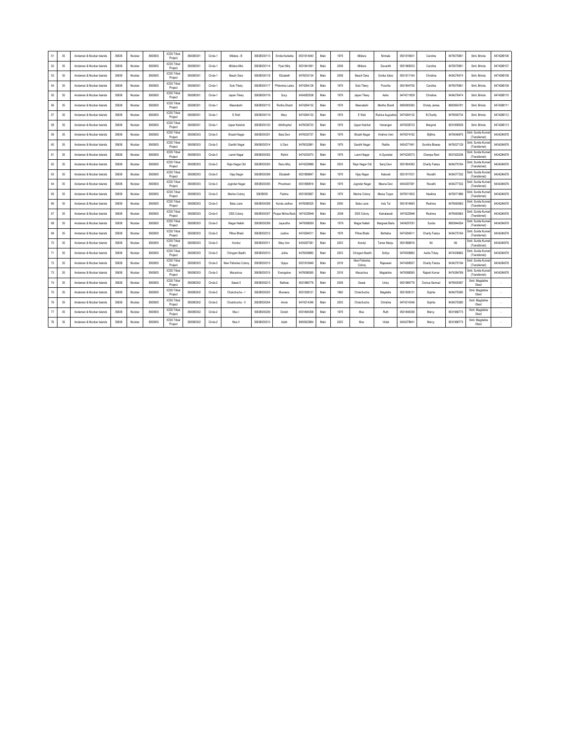| | | | | | | | | | | | | | | | | | | | | | |
|---|---|---|---|---|---|---|---|---|---|---|---|---|---|---|---|---|---|---|---|---|---|
| 51 | 35 | Andaman & Nicobar Islands | 35638 | Nicobar | 3563803 | ICDS Tribal Project | 356380301 | Circle-1 | Mildera - B | 35638030113 | Emilia Kerketta | 9531914940 | Main | 1979 | Mildera | Nirmala | 9531918931 | Caroline | 9476075661 | Smti. Brinda | 9474288106 |
| 52 | 35 | Andaman & Nicobar Islands | 35638 | Nicobar | 3563803 | ICDS Tribal Project | 356380301 | Circle-1 | Mildera Mini | 35638030114 | Pyari Minj | 9531841661 | Main | 2008 | Mildera | Devanthi | 9531965003 | Caroline | 9476075661 | Smti. Brinda | 9474288107 |
| 53 | 35 | Andaman & Nicobar Islands | 35638 | Nicobar | 3563803 | ICDS Tribal Project | 356380301 | Circle-1 | Beach Dera | 35638030118 | Elizabeth | 9476033134 | Main | 2008 | Beach Dera | Gonika Xalxo | 9531911164 | Christina | 9434276474 | Smti. Brinda | 9474288108 |
| 54 | 35 | Andaman & Nicobar Islands | 35638 | Nicobar | 3563803 | ICDS Tribal Project | 356380301 | Circle-1 | Solo Tikery | 35638030117 | Philomina Lakra | 9474264128 | Main | 1979 | Solo Tikery | Poovitha | 9531844755 | Caroline | 9476075661 | Smti. Brinda | 9474288109 |
| 55 | 35 | Andaman & Nicobar Islands | 35638 | Nicobar | 3563803 | ICDS Tribal Project | 356380301 | Circle-1 | Japan Tikery | 35638030116 | Sucy | 9434283538 | Main | 1979 | Japan Tikery | Asha | 9474211829 | Christina | 9434276474 | Smti. Brinda | 9474288110 |
| 56 | 35 | Andaman & Nicobar Islands | 35638 | Nicobar | 3563803 | ICDS Tribal Project | 356380301 | Circle-1 | Meenakshi | 35638030115 | Rodha Shanti | 9474264132 | Main | 1979 | Meenakshi | Martha Shanti | 8900903360 | Christy James | 8900954781 | Smti. Brinda | 9474288111 |
| 57 | 35 | Andaman & Nicobar Islands | 35638 | Nicobar | 3563803 | ICDS Tribal Project | 356380301 | Circle-1 | E Wall | 35638030119 | Mary | 9474264132 | Main | 1979 | E Wall | Rubina Augustine | 9474264132 | B.Charity | 9476095734 | Smti. Brinda | 9474288112 |
| 58 | 35 | Andaman & Nicobar Islands | 35638 | Nicobar | 3563803 | ICDS Tribal Project | 356380301 | Circle-1 | Upper Katchal | 35638030120 | Athithophel | 9476038723 | Main | 1979 | Upper Katchal | Hanangen | 9476038723 | Margmet | 9531859539 | Smti. Brinda | 9474288113 |
| 59 | 35 | Andaman & Nicobar Islands | 35638 | Nicobar | 3563803 | ICDS Tribal Project | 356380303 | Circle-3 | Shastri Nagar | 35638030301 | Bala Devi | 9476025737 | Main | 1979 | Shastri Nagar | Krishna Veni | 9476074162 | Bijithra | 9476046975 | Smti. Sunita Kumari (Transferred) | 9434284578 |
| 60 | 35 | Andaman & Nicobar Islands | 35638 | Nicobar | 3563803 | ICDS Tribal Project | 356380303 | Circle-3 | Gandhi Nagar | 35638030314 | U.Devi | 9476032861 | Main | 1979 | Gandhi Nagar | Radha | 9434277461 | Sumitra Biswas | 9476027129 | Smti. Sunita Kumari (Transferred) | 9434284578 |
| 61 | 35 | Andaman & Nicobar Islands | 35638 | Nicobar | 3563803 | ICDS Tribal Project | 356380303 | Circle-3 | Laxmi Nagar | 35638030302 | Rohini | 9474230073 | Main | 1979 | Laxmi Nagar | A.Gyanabai | 9474230073 | Champa Rani | 9531920236 | Smti. Sunita Kumari (Transferred) | 9434284578 |
| 62 | 35 | Andaman & Nicobar Islands | 35638 | Nicobar | 3563803 | ICDS Tribal Project | 356380303 | Circle-3 | Rajiv Nagar Old | 35638030303 | Renu Minj | 9474229989 | Main | 2003 | Rajiv Nagar Old | Saroj Devi | 9531804392 | Charity Festus | 9434275164 | Smti. Sunita Kumari (Transferred) | 9434284578 |
| 63 | 35 | Andaman & Nicobar Islands | 35638 | Nicobar | 3563803 | ICDS Tribal Project | 356380303 | Circle-3 | Vijay Nagar | 35638030306 | Elizabeth | 9531899847 | Main | 1979 | Vijay Nagar | Kalavati | 9531917031 | Revathi | 9434277332 | Smti. Sunita Kumari (Transferred) | 9434284578 |
| 64 | 35 | Andaman & Nicobar Islands | 35638 | Nicobar | 3563803 | ICDS Tribal Project | 356380303 | Circle-3 | Joginder Nagar | 35638030305 | Phoolmani | 9531899816 | Main | 1979 | Joginder Nagar | Meena Devi | 9434297381 | Revathi | 9434277332 | Smti. Sunita Kumari (Transferred) | 9434284578 |
| 65 | 35 | Andaman & Nicobar Islands | 35638 | Nicobar | 3563803 | ICDS Tribal Project | 356380303 | Circle-3 | Marine Colony | 35638030 | Padma | 9531825667 | Main | 1979 | Marine Colony | Mansa Toppo | 9476011602 | Neelima | 9476071886 | Smti. Sunita Kumari (Transferred) | 9434284578 |
| 66 | 35 | Andaman & Nicobar Islands | 35638 | Nicobar | 3563803 | ICDS Tribal Project | 356380303 | Circle-3 | Babu Lane | 35638030308 | Kunda Jadhav | 9476098325 | Main | 2006 | Babu Lane | Indu Tai | 9531814683 | Reshma | 9476063963 | Smti. Sunita Kumari (Transferred) | 9434284578 |
| 67 | 35 | Andaman & Nicobar Islands | 35638 | Nicobar | 3563803 | ICDS Tribal Project | 356380303 | Circle-3 | DSS Colony | 35638030307 | Puspa Nilima Beck | 9474225946 | Main | 2006 | DSS Colony | Kamalawati | 9474225846 | Reshma | 9476063963 | Smti. Sunita Kumari (Transferred) | 9434284578 |
| 68 | 35 | Andaman & Nicobar Islands | 35638 | Nicobar | 3563803 | ICDS Tribal Project | 356380303 | Circle-3 | Magar Nallah | 35638030309 | Jayasudha | 9476098260 | Main | 1979 | Magar Nallah | Margreat Barla | 9434297051 | Sunita | 8900944554 | Smti. Sunita Kumari (Transferred) | 9434284578 |
| 69 | 35 | Andaman & Nicobar Islands | 35638 | Nicobar | 3563803 | ICDS Tribal Project | 356380303 | Circle-3 | Pillow Bhabi | 35638030312 | Justina | 9474294511 | Main | 1979 | Pillow Bhabi | Bethsiba | 9474294511 | Charity Festus | 9434275164 | Smti. Sunita Kumari (Transferred) | 9434284578 |
| 70 | 35 | Andaman & Nicobar Islands | 35638 | Nicobar | 3563803 | ICDS Tribal Project | 356380303 | Circle-3 | Kondul | 35638030311 | Mary Ann | 9434297381 | Main | 2003 | Kondul | Tamar Manju | 9531899816 | Nil | Nil | Smti. Sunita Kumari (Transferred) | 9434284578 |
| 71 | 35 | Andaman & Nicobar Islands | 35638 | Nicobar | 3563803 | ICDS Tribal Project | 356380303 | Circle-3 | Chingam Basthi | 35638030310 | Juline | 9476008882 | Main | 2003 | Chingam Basthi | Sofiya | 9476008882 | Aarita Tirkey | 9474206662 | Smti. Sunita Kumari (Transferred) | 9434284578 |
| 72 | 35 | Andaman & Nicobar Islands | 35638 | Nicobar | 3563803 | ICDS Tribal Project | 356380303 | Circle-3 | New Fisheries Colony | 35638030313 | Vijaya | 9531916949 | Main | 2018 | New Fisheries Colony | Rajeswari | 9474268557 | Charity Festus | 9434275164 | Smti. Sunita Kumari (Transferred) | 9434284578 |
| 73 | 35 | Andaman & Nicobar Islands | 35638 | Nicobar | 3563803 | ICDS Tribal Project | 356380303 | Circle-3 | Macachua | 35638030315 | Evengelow | 9476098260 | Main | 2018 | Macachua | Magdeline | 9476098260 | Rajesh Kumar | 9474284769 | Smti. Sunita Kumari (Transferred) | 9434284578 |
| 74 | 35 | Andaman & Nicobar Islands | 35638 | Nicobar | 3563803 | ICDS Tribal Project | 356380302 | Circle-2 | Sawai II | 35638030213 | Bethsia | 9531966778 | Main | 2008 | Sawai | Unicy | 9531966776 | Dorcus Samuel | 9476000367 | Smti. Magdaline Obed | - |
| 75 | 35 | Andaman & Nicobar Islands | 35638 | Nicobar | 3563803 | ICDS Tribal Project | 356380302 | Circle-2 | Chukchucha - I | 35638030203 | Muneera | 9531938121 | Main | 1992 | Chukchucha | Magdella | 9531938121 | Sophia | 9434275280 | Smti. Magdaline Obed | - |
| 76 | 35 | Andaman & Nicobar Islands | 35638 | Nicobar | 3563803 | ICDS Tribal Project | 356380302 | Circle-2 | Chukchucha - II | 35638030204 | Annie | 9474214346 | Main | 2003 | Chukchucha | Christina | 9474214346 | Sophia | 9434275280 | Smti. Magdaline Obed | - |
| 77 | 35 | Andaman & Nicobar Islands | 35638 | Nicobar | 3563803 | ICDS Tribal Project | 356380302 | Circle-2 | Mus I | 35638030209 | Dorish | 9531846358 | Main | 1979 | Mus | Ruth | 9531846358 | Mercy | 9531966773 | Smti. Magdaline Obed | - |
| 78 | 35 | Andaman & Nicobar Islands | 35638 | Nicobar | 3563803 | ICDS Tribal Project | 356380302 | Circle-2 | Mus II | 35638030210 | Adah | 8900922864 | Main | 2003 | Mus | Violet | 9434278641 | Mercy | 9531966773 | Smti. Magdaline Obed | - |